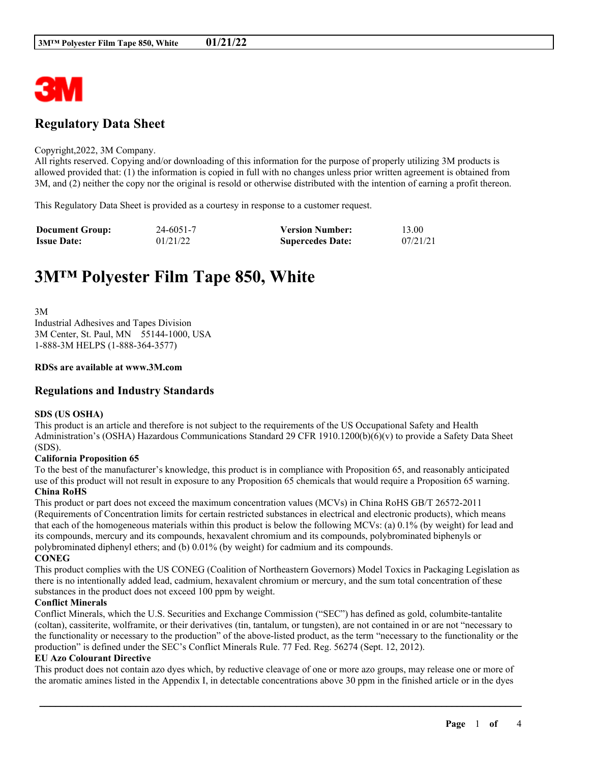## Regulatory Data Sheet

Copyright,2022, 3M Company.
All rights reserved. Copying and/or downloading of this information for the purpose of properly utilizing 3M products is allowed provided that: (1) the information is copied in full with no changes unless prior written agreement is obtained from 3M, and (2) neither the copy nor the original is resold or otherwise distributed with the intention of earning a profit thereon.

This Regulatory Data Sheet is provided as a courtesy in response to a customer request.

| **Document Group:** | 24-6051-7 | **Version Number:** | 13.00 |
|---|---|---|---|
| **Issue Date:** | 01/21/22 | **Supercedes Date:** | 07/21/21 |

# 3M™ Polyester Film Tape 850, White

3M
Industrial Adhesives and Tapes Division
3M Center, St. Paul, MN 55144-1000, USA
1-888-3M HELPS (1-888-364-3577)

**RDSs are available at www.3M.com**

## Regulations and Industry Standards

**SDS (US OSHA)**
This product is an article and therefore is not subject to the requirements of the US Occupational Safety and Health Administration's (OSHA) Hazardous Communications Standard 29 CFR 1910.1200(b)(6)(v) to provide a Safety Data Sheet (SDS).

**California Proposition 65**
To the best of the manufacturer's knowledge, this product is in compliance with Proposition 65, and reasonably anticipated use of this product will not result in exposure to any Proposition 65 chemicals that would require a Proposition 65 warning.

**China RoHS**
This product or part does not exceed the maximum concentration values (MCVs) in China RoHS GB/T 26572-2011 (Requirements of Concentration limits for certain restricted substances in electrical and electronic products), which means that each of the homogeneous materials within this product is below the following MCVs: (a) 0.1% (by weight) for lead and its compounds, mercury and its compounds, hexavalent chromium and its compounds, polybrominated biphenyls or polybrominated diphenyl ethers; and (b) 0.01% (by weight) for cadmium and its compounds.

**CONEG**
This product complies with the US CONEG (Coalition of Northeastern Governors) Model Toxics in Packaging Legislation as there is no intentionally added lead, cadmium, hexavalent chromium or mercury, and the sum total concentration of these substances in the product does not exceed 100 ppm by weight.

**Conflict Minerals**
Conflict Minerals, which the U.S. Securities and Exchange Commission ("SEC") has defined as gold, columbite-tantalite (coltan), cassiterite, wolframite, or their derivatives (tin, tantalum, or tungsten), are not contained in or are not "necessary to the functionality or necessary to the production" of the above-listed product, as the term "necessary to the functionality or the production" is defined under the SEC's Conflict Minerals Rule. 77 Fed. Reg. 56274 (Sept. 12, 2012).

**EU Azo Colourant Directive**
This product does not contain azo dyes which, by reductive cleavage of one or more azo groups, may release one or more of the aromatic amines listed in the Appendix I, in detectable concentrations above 30 ppm in the finished article or in the dyes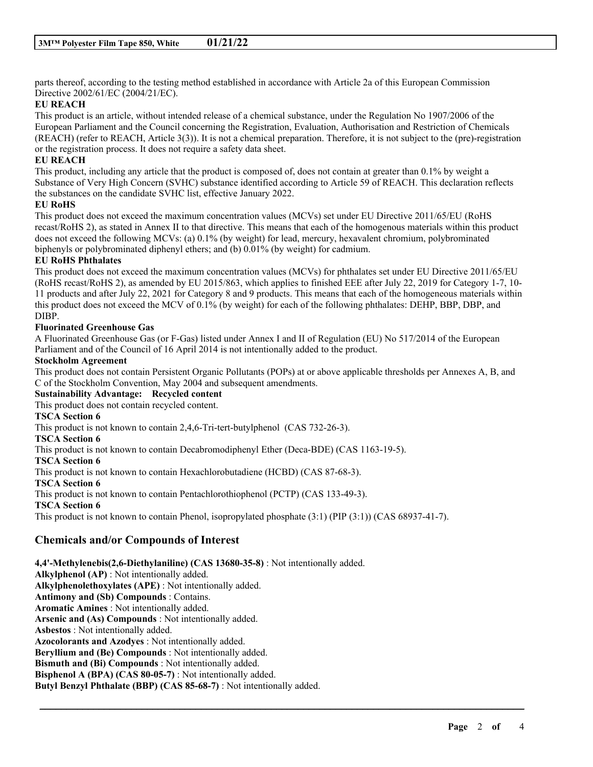parts thereof, according to the testing method established in accordance with Article 2a of this European Commission Directive 2002/61/EC (2004/21/EC).

**EU REACH**

This product is an article, without intended release of a chemical substance, under the Regulation No 1907/2006 of the European Parliament and the Council concerning the Registration, Evaluation, Authorisation and Restriction of Chemicals (REACH) (refer to REACH, Article 3(3)). It is not a chemical preparation. Therefore, it is not subject to the (pre)-registration or the registration process. It does not require a safety data sheet.

**EU REACH**

This product, including any article that the product is composed of, does not contain at greater than 0.1% by weight a Substance of Very High Concern (SVHC) substance identified according to Article 59 of REACH. This declaration reflects the substances on the candidate SVHC list, effective January 2022.

**EU RoHS**

This product does not exceed the maximum concentration values (MCVs) set under EU Directive 2011/65/EU (RoHS recast/RoHS 2), as stated in Annex II to that directive. This means that each of the homogenous materials within this product does not exceed the following MCVs: (a) 0.1% (by weight) for lead, mercury, hexavalent chromium, polybrominated biphenyls or polybrominated diphenyl ethers; and (b) 0.01% (by weight) for cadmium.

**EU RoHS Phthalates**

This product does not exceed the maximum concentration values (MCVs) for phthalates set under EU Directive 2011/65/EU (RoHS recast/RoHS 2), as amended by EU 2015/863, which applies to finished EEE after July 22, 2019 for Category 1-7, 10-11 products and after July 22, 2021 for Category 8 and 9 products. This means that each of the homogeneous materials within this product does not exceed the MCV of 0.1% (by weight) for each of the following phthalates: DEHP, BBP, DBP, and DIBP.

**Fluorinated Greenhouse Gas**

A Fluorinated Greenhouse Gas (or F-Gas) listed under Annex I and II of Regulation (EU) No 517/2014 of the European Parliament and of the Council of 16 April 2014 is not intentionally added to the product.

**Stockholm Agreement**

This product does not contain Persistent Organic Pollutants (POPs) at or above applicable thresholds per Annexes A, B, and C of the Stockholm Convention, May 2004 and subsequent amendments.

**Sustainability Advantage: Recycled content**

This product does not contain recycled content.

**TSCA Section 6**

This product is not known to contain 2,4,6-Tri-tert-butylphenol (CAS 732-26-3).

**TSCA Section 6**

This product is not known to contain Decabromodiphenyl Ether (Deca-BDE) (CAS 1163-19-5).

**TSCA Section 6**

This product is not known to contain Hexachlorobutadiene (HCBD) (CAS 87-68-3).

**TSCA Section 6**

This product is not known to contain Pentachlorothiophenol (PCTP) (CAS 133-49-3).

**TSCA Section 6**

This product is not known to contain Phenol, isopropylated phosphate (3:1) (PIP (3:1)) (CAS 68937-41-7).

## Chemicals and/or Compounds of Interest

**4,4'-Methylenebis(2,6-Diethylaniline) (CAS 13680-35-8)** : Not intentionally added.
**Alkylphenol (AP)** : Not intentionally added.
**Alkylphenolethoxylates (APE)** : Not intentionally added.
**Antimony and (Sb) Compounds** : Contains.
**Aromatic Amines** : Not intentionally added.
**Arsenic and (As) Compounds** : Not intentionally added.
**Asbestos** : Not intentionally added.
**Azocolorants and Azodyes** : Not intentionally added.
**Beryllium and (Be) Compounds** : Not intentionally added.
**Bismuth and (Bi) Compounds** : Not intentionally added.
**Bisphenol A (BPA) (CAS 80-05-7)** : Not intentionally added.
**Butyl Benzyl Phthalate (BBP) (CAS 85-68-7)** : Not intentionally added.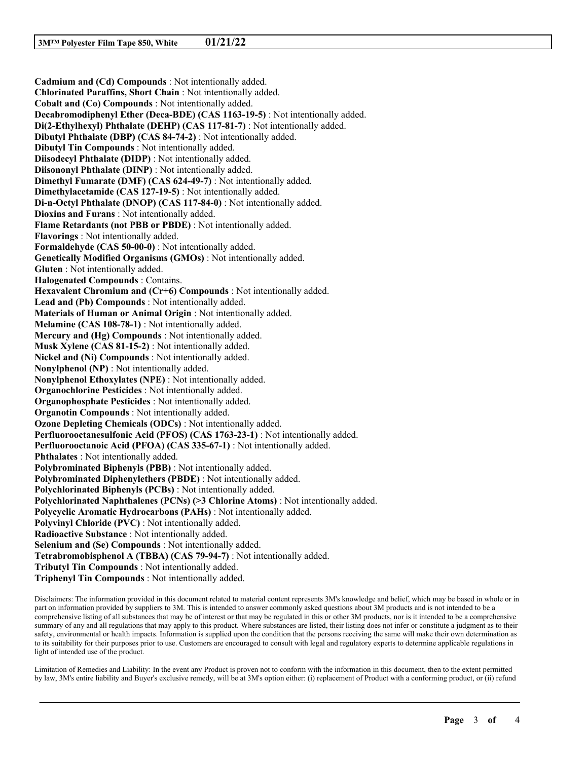**Cadmium and (Cd) Compounds** : Not intentionally added.
**Chlorinated Paraffins, Short Chain** : Not intentionally added.
**Cobalt and (Co) Compounds** : Not intentionally added.
**Decabromodiphenyl Ether (Deca-BDE) (CAS 1163-19-5)** : Not intentionally added.
**Di(2-Ethylhexyl) Phthalate (DEHP) (CAS 117-81-7)** : Not intentionally added.
**Dibutyl Phthalate (DBP) (CAS 84-74-2)** : Not intentionally added.
**Dibutyl Tin Compounds** : Not intentionally added.
**Diisodecyl Phthalate (DIDP)** : Not intentionally added.
**Diisononyl Phthalate (DINP)** : Not intentionally added.
**Dimethyl Fumarate (DMF) (CAS 624-49-7)** : Not intentionally added.
**Dimethylacetamide (CAS 127-19-5)** : Not intentionally added.
**Di-n-Octyl Phthalate (DNOP) (CAS 117-84-0)** : Not intentionally added.
**Dioxins and Furans** : Not intentionally added.
**Flame Retardants (not PBB or PBDE)** : Not intentionally added.
**Flavorings** : Not intentionally added.
**Formaldehyde (CAS 50-00-0)** : Not intentionally added.
**Genetically Modified Organisms (GMOs)** : Not intentionally added.
**Gluten** : Not intentionally added.
**Halogenated Compounds** : Contains.
**Hexavalent Chromium and (Cr+6) Compounds** : Not intentionally added.
**Lead and (Pb) Compounds** : Not intentionally added.
**Materials of Human or Animal Origin** : Not intentionally added.
**Melamine (CAS 108-78-1)** : Not intentionally added.
**Mercury and (Hg) Compounds** : Not intentionally added.
**Musk Xylene (CAS 81-15-2)** : Not intentionally added.
**Nickel and (Ni) Compounds** : Not intentionally added.
**Nonylphenol (NP)** : Not intentionally added.
**Nonylphenol Ethoxylates (NPE)** : Not intentionally added.
**Organochlorine Pesticides** : Not intentionally added.
**Organophosphate Pesticides** : Not intentionally added.
**Organotin Compounds** : Not intentionally added.
**Ozone Depleting Chemicals (ODCs)** : Not intentionally added.
**Perfluorooctanesulfonic Acid (PFOS) (CAS 1763-23-1)** : Not intentionally added.
**Perfluorooctanoic Acid (PFOA) (CAS 335-67-1)** : Not intentionally added.
**Phthalates** : Not intentionally added.
**Polybrominated Biphenyls (PBB)** : Not intentionally added.
**Polybrominated Diphenylethers (PBDE)** : Not intentionally added.
**Polychlorinated Biphenyls (PCBs)** : Not intentionally added.
**Polychlorinated Naphthalenes (PCNs) (>3 Chlorine Atoms)** : Not intentionally added.
**Polycyclic Aromatic Hydrocarbons (PAHs)** : Not intentionally added.
**Polyvinyl Chloride (PVC)** : Not intentionally added.
**Radioactive Substance** : Not intentionally added.
**Selenium and (Se) Compounds** : Not intentionally added.
**Tetrabromobisphenol A (TBBA) (CAS 79-94-7)** : Not intentionally added.
**Tributyl Tin Compounds** : Not intentionally added.
**Triphenyl Tin Compounds** : Not intentionally added.

Disclaimers: The information provided in this document related to material content represents 3M's knowledge and belief, which may be based in whole or in part on information provided by suppliers to 3M. This is intended to answer commonly asked questions about 3M products and is not intended to be a comprehensive listing of all substances that may be of interest or that may be regulated in this or other 3M products, nor is it intended to be a comprehensive summary of any and all regulations that may apply to this product. Where substances are listed, their listing does not infer or constitute a judgment as to their safety, environmental or health impacts. Information is supplied upon the condition that the persons receiving the same will make their own determination as to its suitability for their purposes prior to use. Customers are encouraged to consult with legal and regulatory experts to determine applicable regulations in light of intended use of the product.

Limitation of Remedies and Liability: In the event any Product is proven not to conform with the information in this document, then to the extent permitted by law, 3M's entire liability and Buyer's exclusive remedy, will be at 3M's option either: (i) replacement of Product with a conforming product, or (ii) refund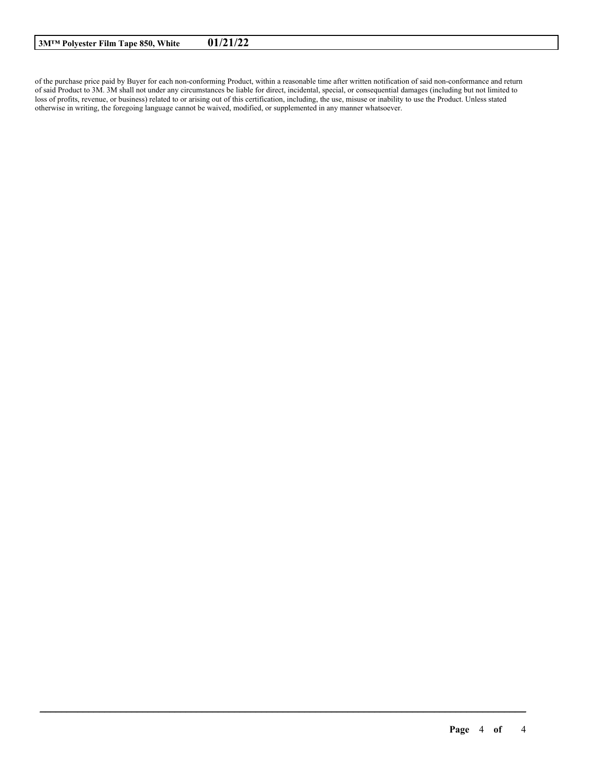of the purchase price paid by Buyer for each non-conforming Product, within a reasonable time after written notification of said non-conformance and return of said Product to 3M. 3M shall not under any circumstances be liable for direct, incidental, special, or consequential damages (including but not limited to loss of profits, revenue, or business) related to or arising out of this certification, including, the use, misuse or inability to use the Product. Unless stated otherwise in writing, the foregoing language cannot be waived, modified, or supplemented in any manner whatsoever.